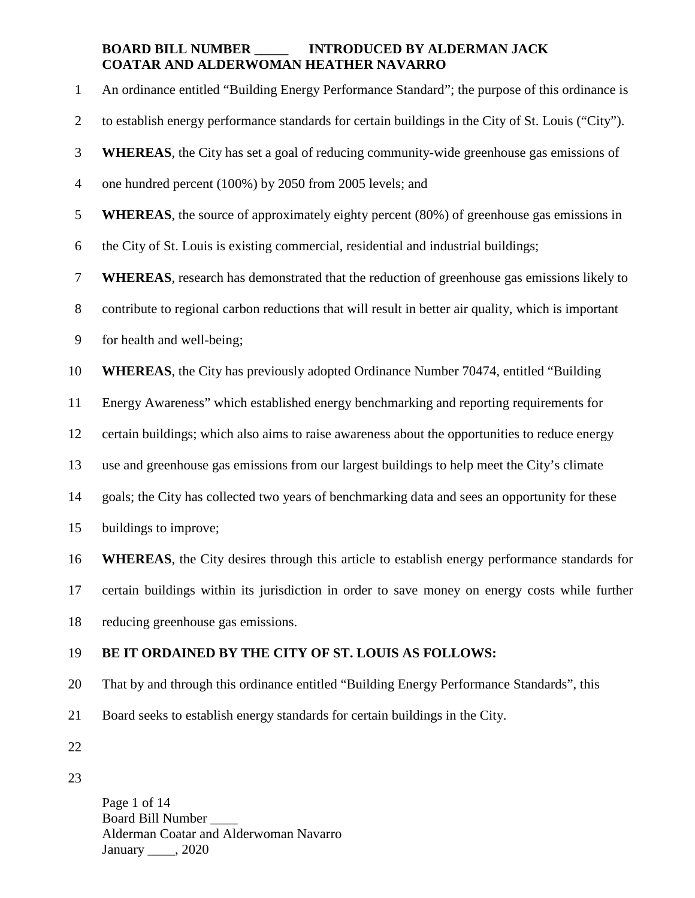**BOARD BILL NUMBER _____ INTRODUCED BY ALDERMAN JACK COATAR AND ALDERWOMAN HEATHER NAVARRO**

An ordinance entitled "Building Energy Performance Standard"; the purpose of this ordinance is to establish energy performance standards for certain buildings in the City of St. Louis ("City").

**WHEREAS**, the City has set a goal of reducing community-wide greenhouse gas emissions of one hundred percent (100%) by 2050 from 2005 levels; and

**WHEREAS**, the source of approximately eighty percent (80%) of greenhouse gas emissions in the City of St. Louis is existing commercial, residential and industrial buildings;

**WHEREAS**, research has demonstrated that the reduction of greenhouse gas emissions likely to contribute to regional carbon reductions that will result in better air quality, which is important for health and well-being;

**WHEREAS**, the City has previously adopted Ordinance Number 70474, entitled "Building Energy Awareness" which established energy benchmarking and reporting requirements for certain buildings; which also aims to raise awareness about the opportunities to reduce energy use and greenhouse gas emissions from our largest buildings to help meet the City's climate goals; the City has collected two years of benchmarking data and sees an opportunity for these buildings to improve;

**WHEREAS**, the City desires through this article to establish energy performance standards for certain buildings within its jurisdiction in order to save money on energy costs while further reducing greenhouse gas emissions.

**BE IT ORDAINED BY THE CITY OF ST. LOUIS AS FOLLOWS:**

That by and through this ordinance entitled "Building Energy Performance Standards", this Board seeks to establish energy standards for certain buildings in the City.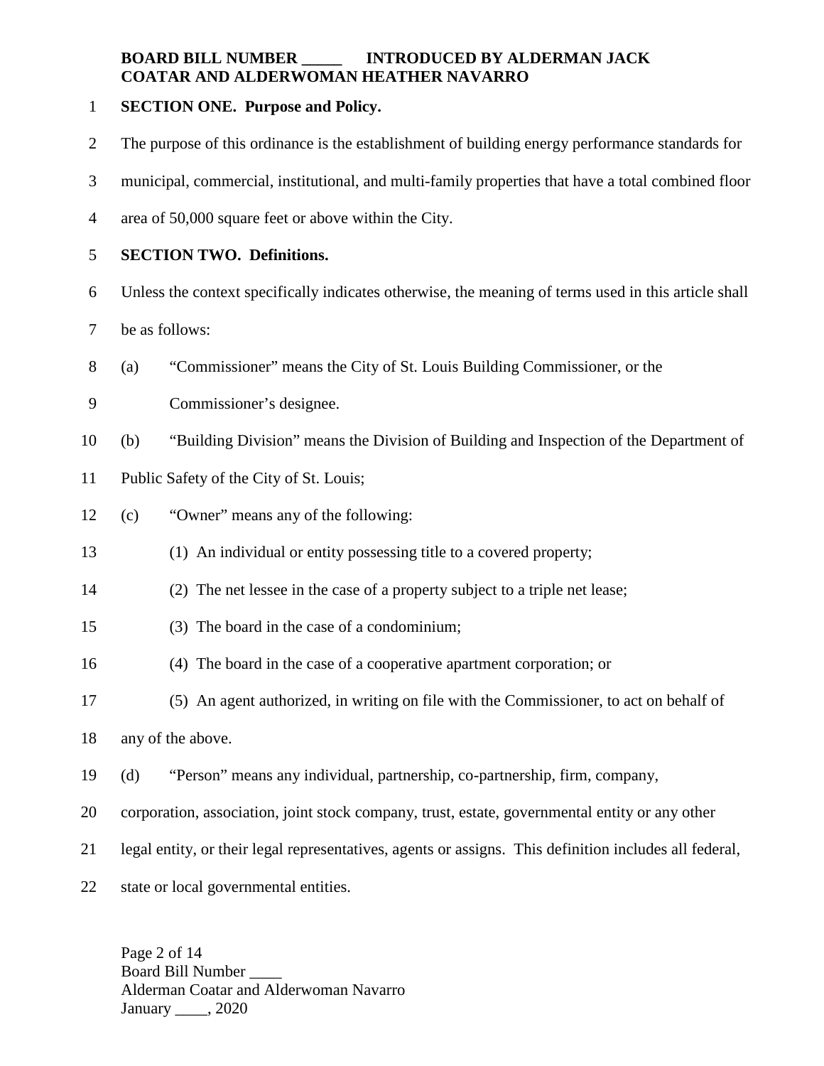**BOARD BILL NUMBER _____ INTRODUCED BY ALDERMAN JACK COATAR AND ALDERWOMAN HEATHER NAVARRO**

**SECTION ONE. Purpose and Policy.**

The purpose of this ordinance is the establishment of building energy performance standards for municipal, commercial, institutional, and multi-family properties that have a total combined floor area of 50,000 square feet or above within the City.

**SECTION TWO. Definitions.**

Unless the context specifically indicates otherwise, the meaning of terms used in this article shall be as follows:

(a) "Commissioner" means the City of St. Louis Building Commissioner, or the Commissioner's designee.

(b) "Building Division" means the Division of Building and Inspection of the Department of Public Safety of the City of St. Louis;

(c) "Owner" means any of the following:

(1) An individual or entity possessing title to a covered property;

(2) The net lessee in the case of a property subject to a triple net lease;

(3) The board in the case of a condominium;

(4) The board in the case of a cooperative apartment corporation; or

(5) An agent authorized, in writing on file with the Commissioner, to act on behalf of any of the above.

(d) "Person" means any individual, partnership, co-partnership, firm, company, corporation, association, joint stock company, trust, estate, governmental entity or any other legal entity, or their legal representatives, agents or assigns. This definition includes all federal, state or local governmental entities.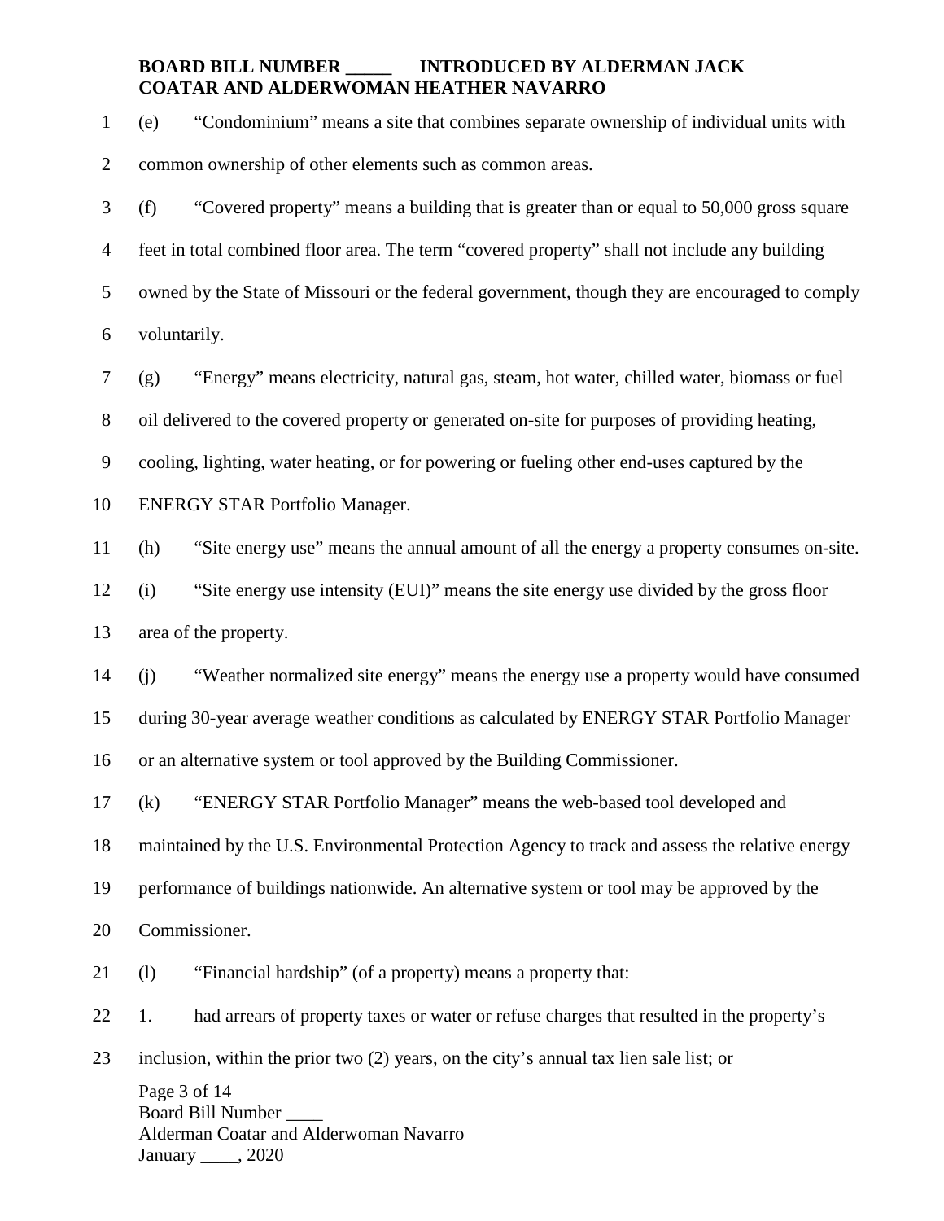(e) "Condominium" means a site that combines separate ownership of individual units with common ownership of other elements such as common areas.

(f) "Covered property" means a building that is greater than or equal to 50,000 gross square feet in total combined floor area. The term "covered property" shall not include any building owned by the State of Missouri or the federal government, though they are encouraged to comply voluntarily.

(g) "Energy" means electricity, natural gas, steam, hot water, chilled water, biomass or fuel oil delivered to the covered property or generated on-site for purposes of providing heating, cooling, lighting, water heating, or for powering or fueling other end-uses captured by the ENERGY STAR Portfolio Manager.

(h) "Site energy use" means the annual amount of all the energy a property consumes on-site.

(i) "Site energy use intensity (EUI)" means the site energy use divided by the gross floor area of the property.

(j) "Weather normalized site energy" means the energy use a property would have consumed during 30-year average weather conditions as calculated by ENERGY STAR Portfolio Manager or an alternative system or tool approved by the Building Commissioner.

(k) "ENERGY STAR Portfolio Manager" means the web-based tool developed and maintained by the U.S. Environmental Protection Agency to track and assess the relative energy performance of buildings nationwide. An alternative system or tool may be approved by the Commissioner.

(l) "Financial hardship" (of a property) means a property that:

1. had arrears of property taxes or water or refuse charges that resulted in the property's inclusion, within the prior two (2) years, on the city's annual tax lien sale list; or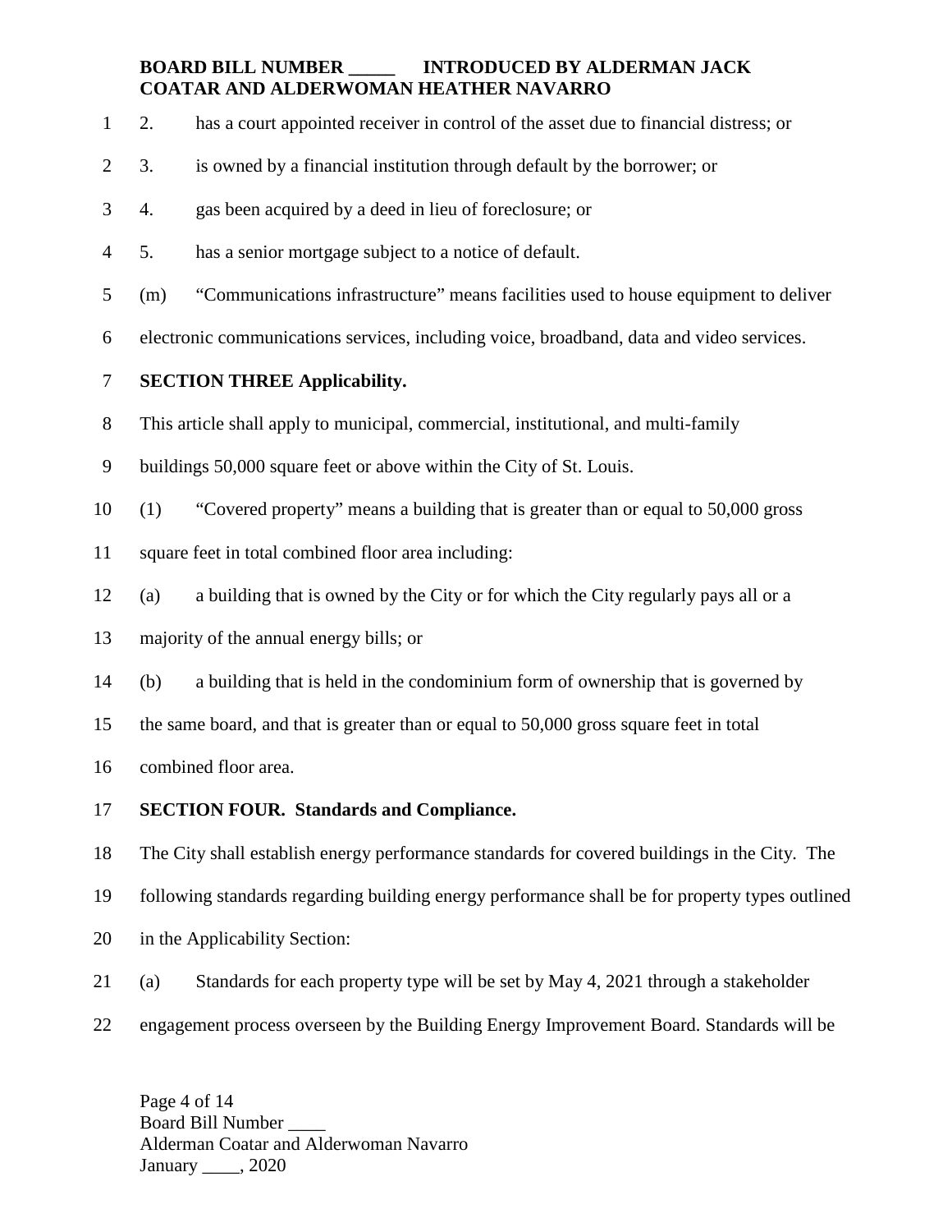2. has a court appointed receiver in control of the asset due to financial distress; or

3. is owned by a financial institution through default by the borrower; or

4. gas been acquired by a deed in lieu of foreclosure; or

5. has a senior mortgage subject to a notice of default.

(m) “Communications infrastructure” means facilities used to house equipment to deliver electronic communications services, including voice, broadband, data and video services.

**SECTION THREE Applicability.**

This article shall apply to municipal, commercial, institutional, and multi-family buildings 50,000 square feet or above within the City of St. Louis.

(1) “Covered property” means a building that is greater than or equal to 50,000 gross square feet in total combined floor area including:

(a) a building that is owned by the City or for which the City regularly pays all or a majority of the annual energy bills; or

(b) a building that is held in the condominium form of ownership that is governed by the same board, and that is greater than or equal to 50,000 gross square feet in total combined floor area.

**SECTION FOUR. Standards and Compliance.**

The City shall establish energy performance standards for covered buildings in the City. The following standards regarding building energy performance shall be for property types outlined in the Applicability Section:

(a) Standards for each property type will be set by May 4, 2021 through a stakeholder engagement process overseen by the Building Energy Improvement Board. Standards will be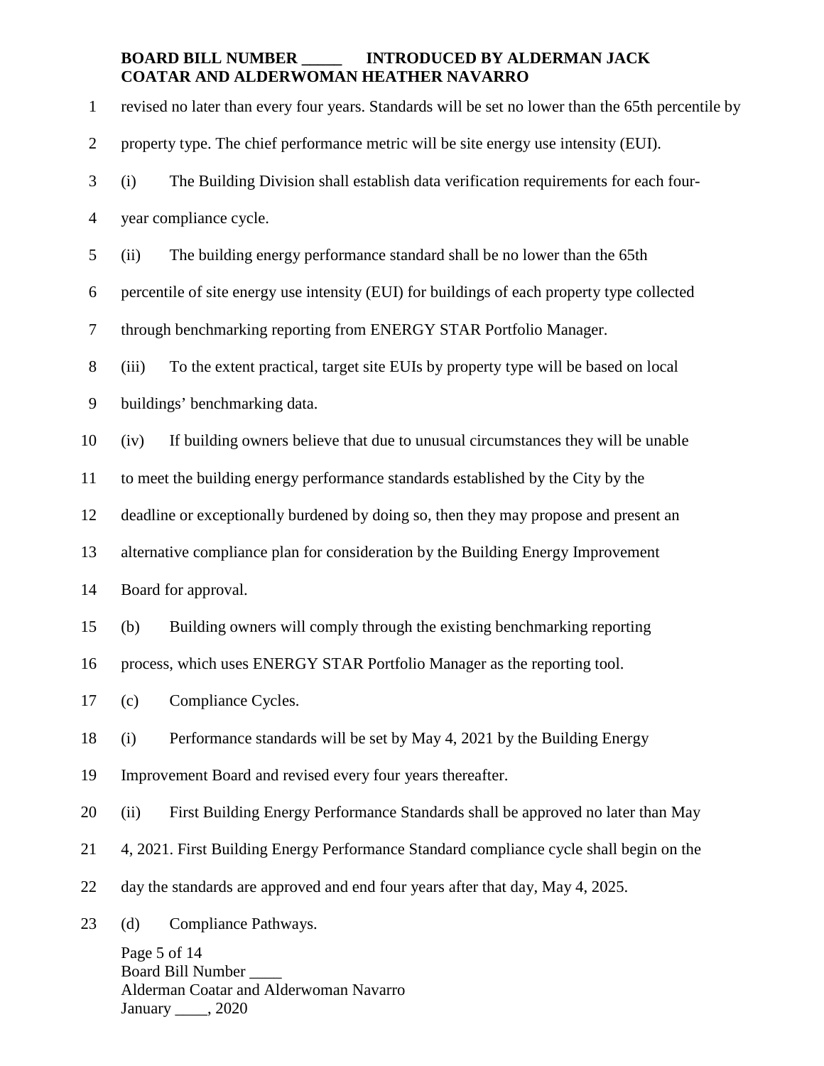revised no later than every four years. Standards will be set no lower than the 65th percentile by property type. The chief performance metric will be site energy use intensity (EUI).

(i) The Building Division shall establish data verification requirements for each four-year compliance cycle.

(ii) The building energy performance standard shall be no lower than the 65th percentile of site energy use intensity (EUI) for buildings of each property type collected through benchmarking reporting from ENERGY STAR Portfolio Manager.

(iii) To the extent practical, target site EUIs by property type will be based on local buildings' benchmarking data.

(iv) If building owners believe that due to unusual circumstances they will be unable to meet the building energy performance standards established by the City by the deadline or exceptionally burdened by doing so, then they may propose and present an alternative compliance plan for consideration by the Building Energy Improvement Board for approval.

(b) Building owners will comply through the existing benchmarking reporting process, which uses ENERGY STAR Portfolio Manager as the reporting tool.

(c) Compliance Cycles.

(i) Performance standards will be set by May 4, 2021 by the Building Energy Improvement Board and revised every four years thereafter.

(ii) First Building Energy Performance Standards shall be approved no later than May 4, 2021. First Building Energy Performance Standard compliance cycle shall begin on the day the standards are approved and end four years after that day, May 4, 2025.

(d) Compliance Pathways.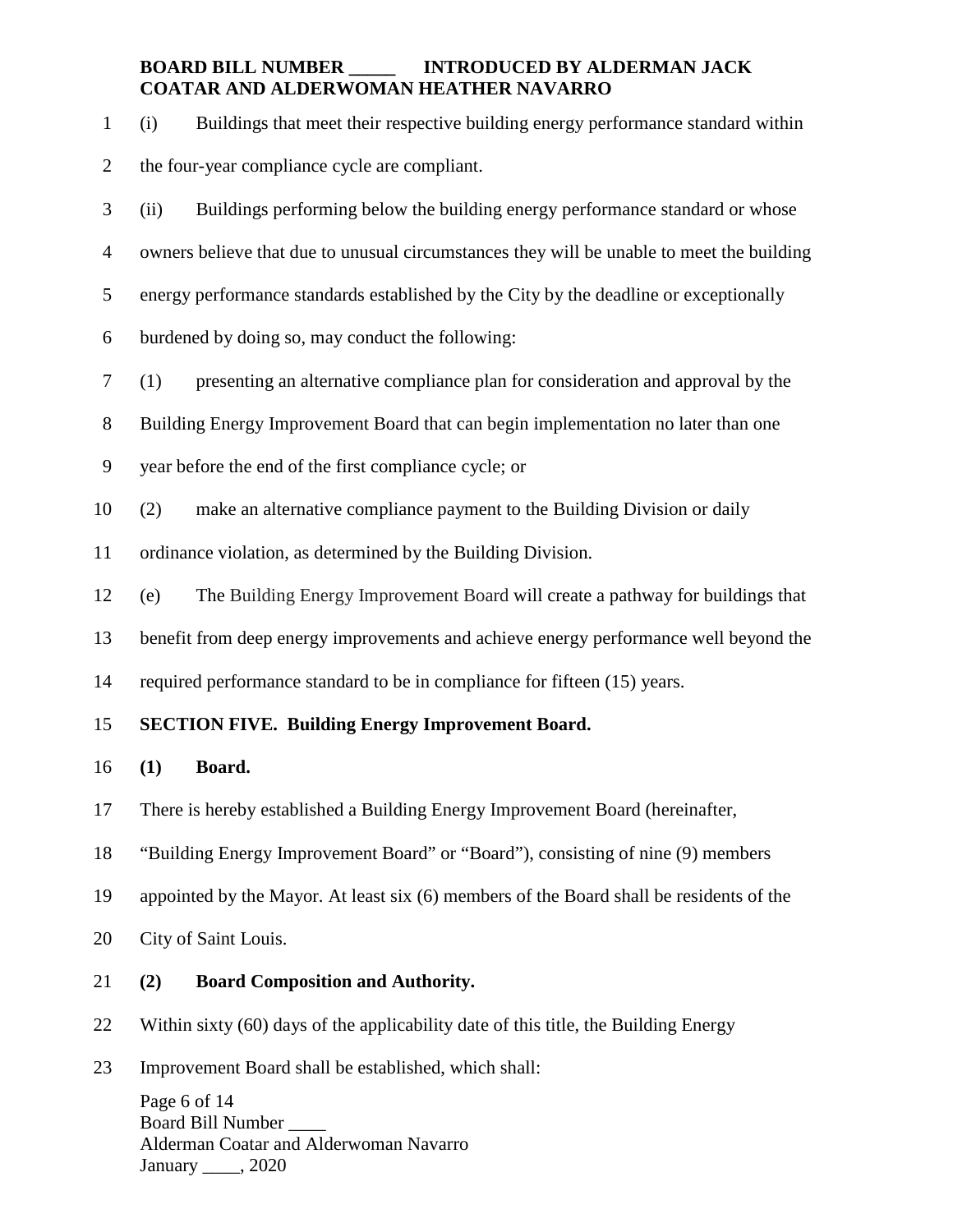(i) Buildings that meet their respective building energy performance standard within the four-year compliance cycle are compliant.

(ii) Buildings performing below the building energy performance standard or whose owners believe that due to unusual circumstances they will be unable to meet the building energy performance standards established by the City by the deadline or exceptionally burdened by doing so, may conduct the following:

(1) presenting an alternative compliance plan for consideration and approval by the Building Energy Improvement Board that can begin implementation no later than one year before the end of the first compliance cycle; or

(2) make an alternative compliance payment to the Building Division or daily ordinance violation, as determined by the Building Division.

(e) The Building Energy Improvement Board will create a pathway for buildings that benefit from deep energy improvements and achieve energy performance well beyond the required performance standard to be in compliance for fifteen (15) years.

**SECTION FIVE. Building Energy Improvement Board.**

**(1) Board.**

There is hereby established a Building Energy Improvement Board (hereinafter, "Building Energy Improvement Board" or "Board"), consisting of nine (9) members appointed by the Mayor. At least six (6) members of the Board shall be residents of the City of Saint Louis.

**(2) Board Composition and Authority.**

Within sixty (60) days of the applicability date of this title, the Building Energy Improvement Board shall be established, which shall: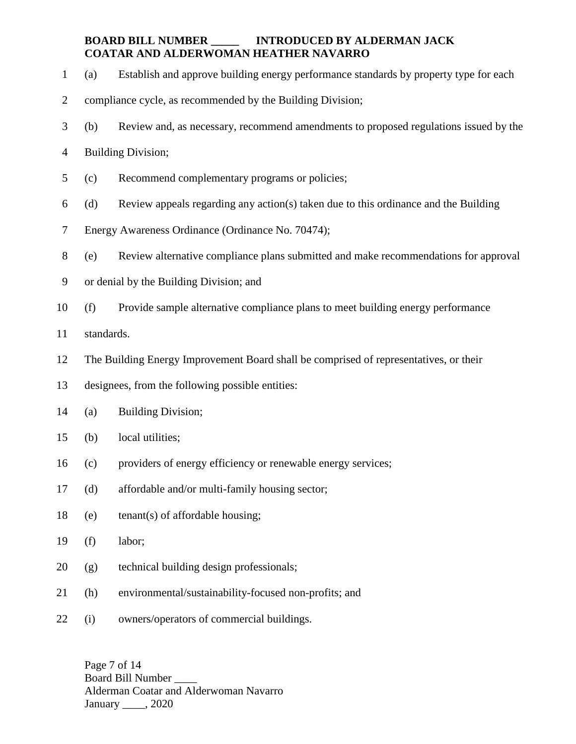(a) Establish and approve building energy performance standards by property type for each compliance cycle, as recommended by the Building Division;

(b) Review and, as necessary, recommend amendments to proposed regulations issued by the Building Division;

(c) Recommend complementary programs or policies;

(d) Review appeals regarding any action(s) taken due to this ordinance and the Building Energy Awareness Ordinance (Ordinance No. 70474);

(e) Review alternative compliance plans submitted and make recommendations for approval or denial by the Building Division; and

(f) Provide sample alternative compliance plans to meet building energy performance standards.

The Building Energy Improvement Board shall be comprised of representatives, or their designees, from the following possible entities:

(a) Building Division;

(b) local utilities;

(c) providers of energy efficiency or renewable energy services;

(d) affordable and/or multi-family housing sector;

(e) tenant(s) of affordable housing;

(f) labor;

(g) technical building design professionals;

(h) environmental/sustainability-focused non-profits; and

(i) owners/operators of commercial buildings.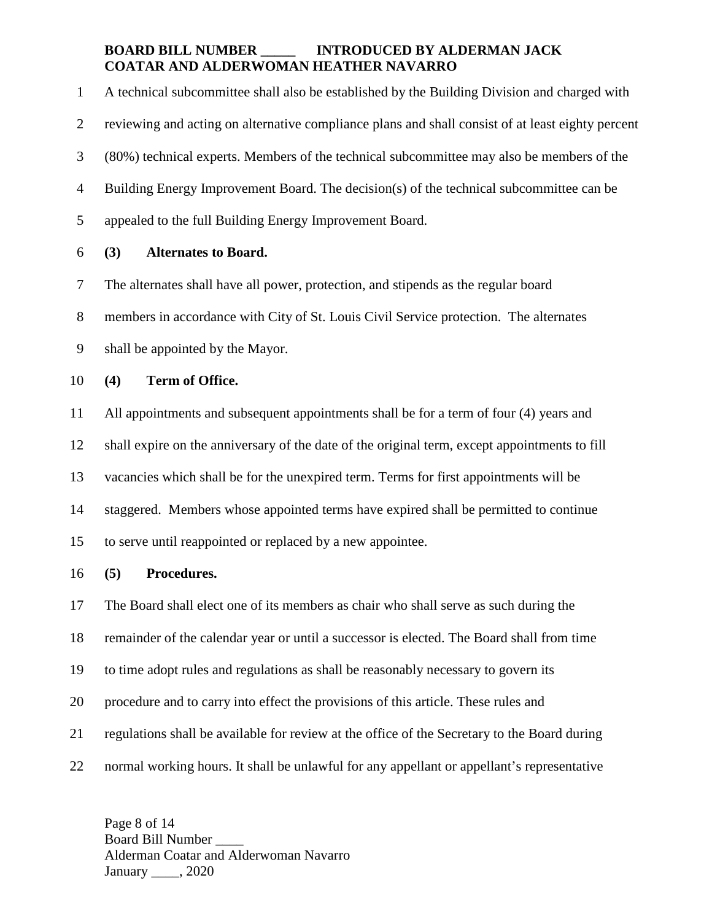A technical subcommittee shall also be established by the Building Division and charged with reviewing and acting on alternative compliance plans and shall consist of at least eighty percent (80%) technical experts. Members of the technical subcommittee may also be members of the Building Energy Improvement Board. The decision(s) of the technical subcommittee can be appealed to the full Building Energy Improvement Board.

**(3) Alternates to Board.**

The alternates shall have all power, protection, and stipends as the regular board members in accordance with City of St. Louis Civil Service protection. The alternates shall be appointed by the Mayor.

**(4) Term of Office.**

All appointments and subsequent appointments shall be for a term of four (4) years and shall expire on the anniversary of the date of the original term, except appointments to fill vacancies which shall be for the unexpired term. Terms for first appointments will be staggered. Members whose appointed terms have expired shall be permitted to continue to serve until reappointed or replaced by a new appointee.

**(5) Procedures.**

The Board shall elect one of its members as chair who shall serve as such during the remainder of the calendar year or until a successor is elected. The Board shall from time to time adopt rules and regulations as shall be reasonably necessary to govern its procedure and to carry into effect the provisions of this article. These rules and regulations shall be available for review at the office of the Secretary to the Board during normal working hours. It shall be unlawful for any appellant or appellant's representative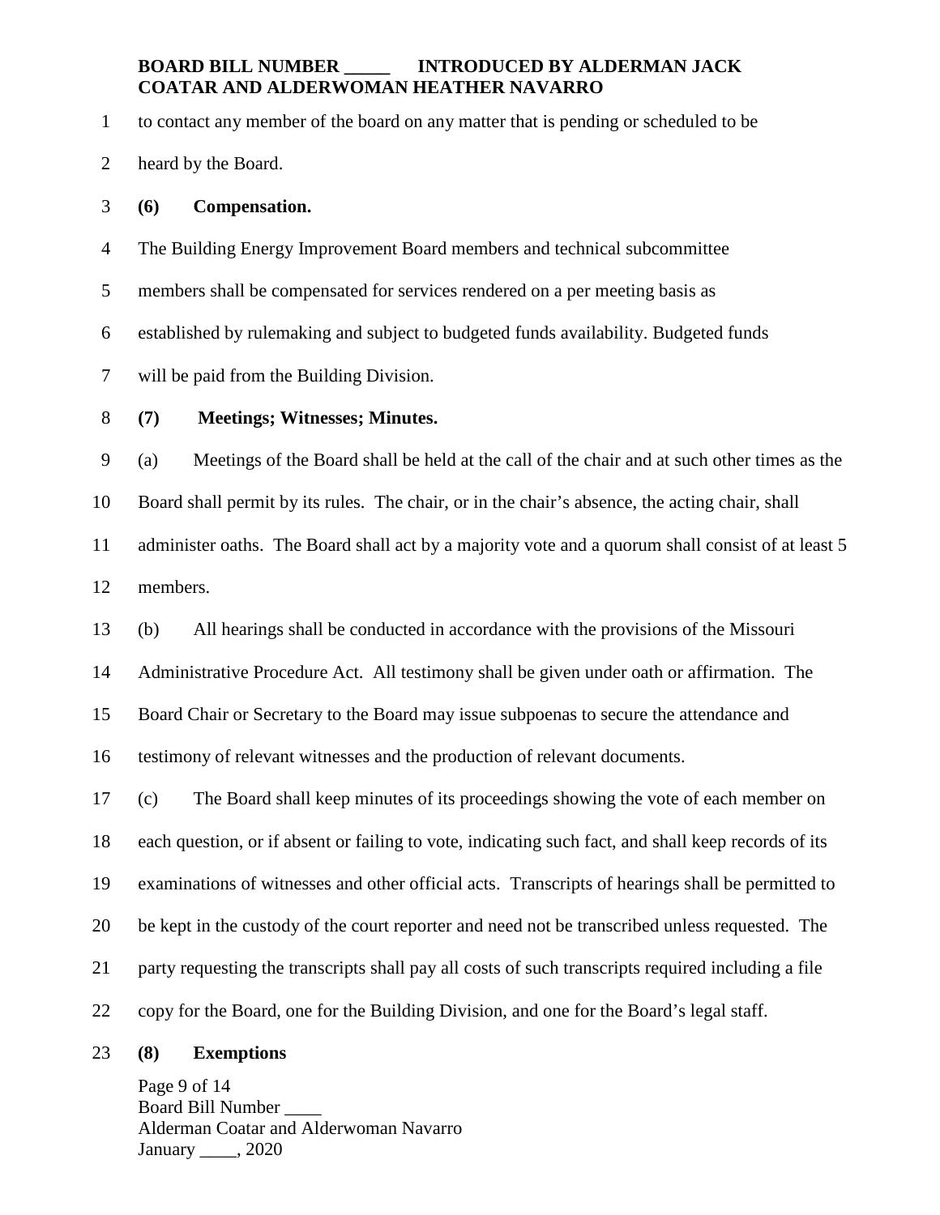to contact any member of the board on any matter that is pending or scheduled to be heard by the Board.

**(6) Compensation.**

The Building Energy Improvement Board members and technical subcommittee members shall be compensated for services rendered on a per meeting basis as established by rulemaking and subject to budgeted funds availability. Budgeted funds will be paid from the Building Division.

**(7) Meetings; Witnesses; Minutes.**

(a) Meetings of the Board shall be held at the call of the chair and at such other times as the Board shall permit by its rules. The chair, or in the chair's absence, the acting chair, shall administer oaths. The Board shall act by a majority vote and a quorum shall consist of at least 5 members.

(b) All hearings shall be conducted in accordance with the provisions of the Missouri Administrative Procedure Act. All testimony shall be given under oath or affirmation. The Board Chair or Secretary to the Board may issue subpoenas to secure the attendance and testimony of relevant witnesses and the production of relevant documents.

(c) The Board shall keep minutes of its proceedings showing the vote of each member on each question, or if absent or failing to vote, indicating such fact, and shall keep records of its examinations of witnesses and other official acts. Transcripts of hearings shall be permitted to be kept in the custody of the court reporter and need not be transcribed unless requested. The party requesting the transcripts shall pay all costs of such transcripts required including a file copy for the Board, one for the Building Division, and one for the Board's legal staff.

**(8) Exemptions**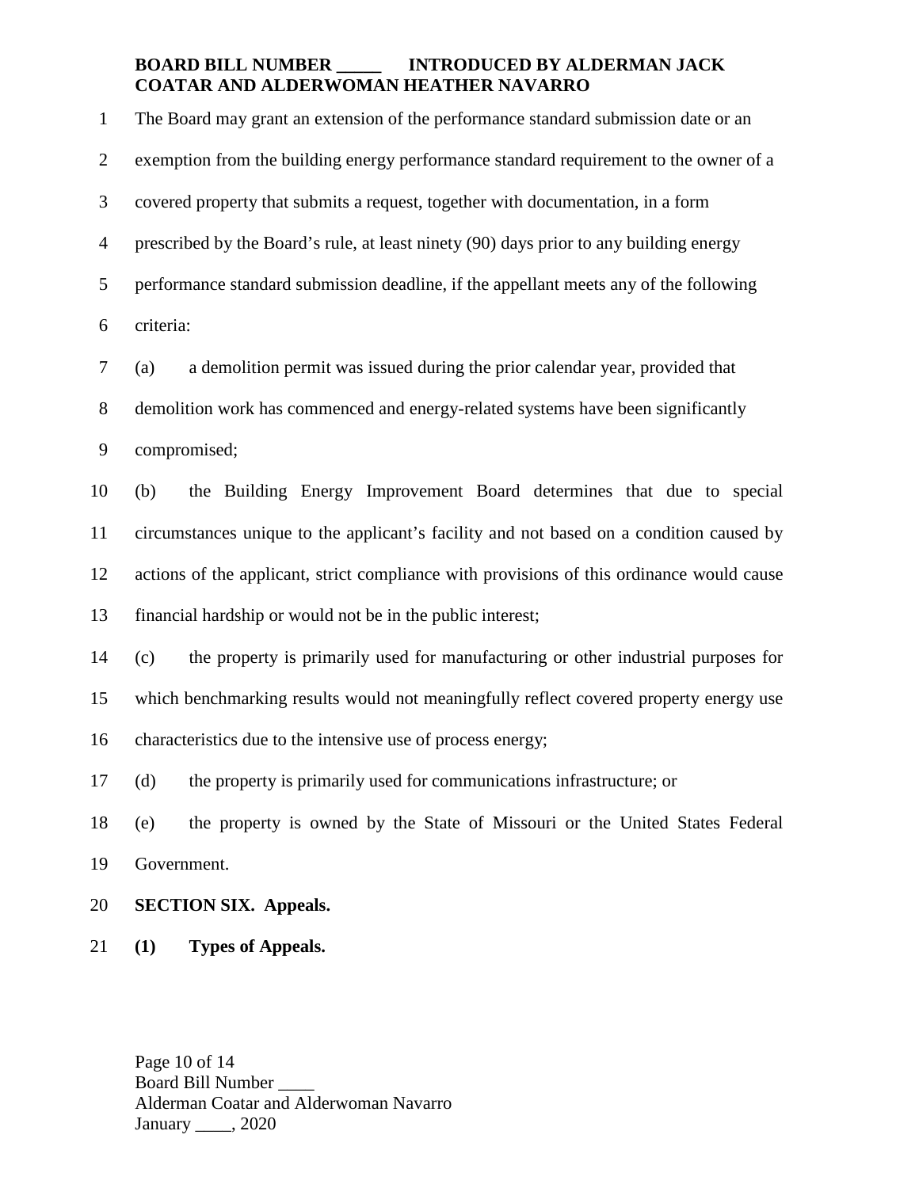The Board may grant an extension of the performance standard submission date or an exemption from the building energy performance standard requirement to the owner of a covered property that submits a request, together with documentation, in a form prescribed by the Board's rule, at least ninety (90) days prior to any building energy performance standard submission deadline, if the appellant meets any of the following criteria:

(a) a demolition permit was issued during the prior calendar year, provided that demolition work has commenced and energy-related systems have been significantly compromised;

(b) the Building Energy Improvement Board determines that due to special circumstances unique to the applicant's facility and not based on a condition caused by actions of the applicant, strict compliance with provisions of this ordinance would cause financial hardship or would not be in the public interest;

(c) the property is primarily used for manufacturing or other industrial purposes for which benchmarking results would not meaningfully reflect covered property energy use characteristics due to the intensive use of process energy;

(d) the property is primarily used for communications infrastructure; or

(e) the property is owned by the State of Missouri or the United States Federal Government.

**SECTION SIX. Appeals.**

**(1) Types of Appeals.**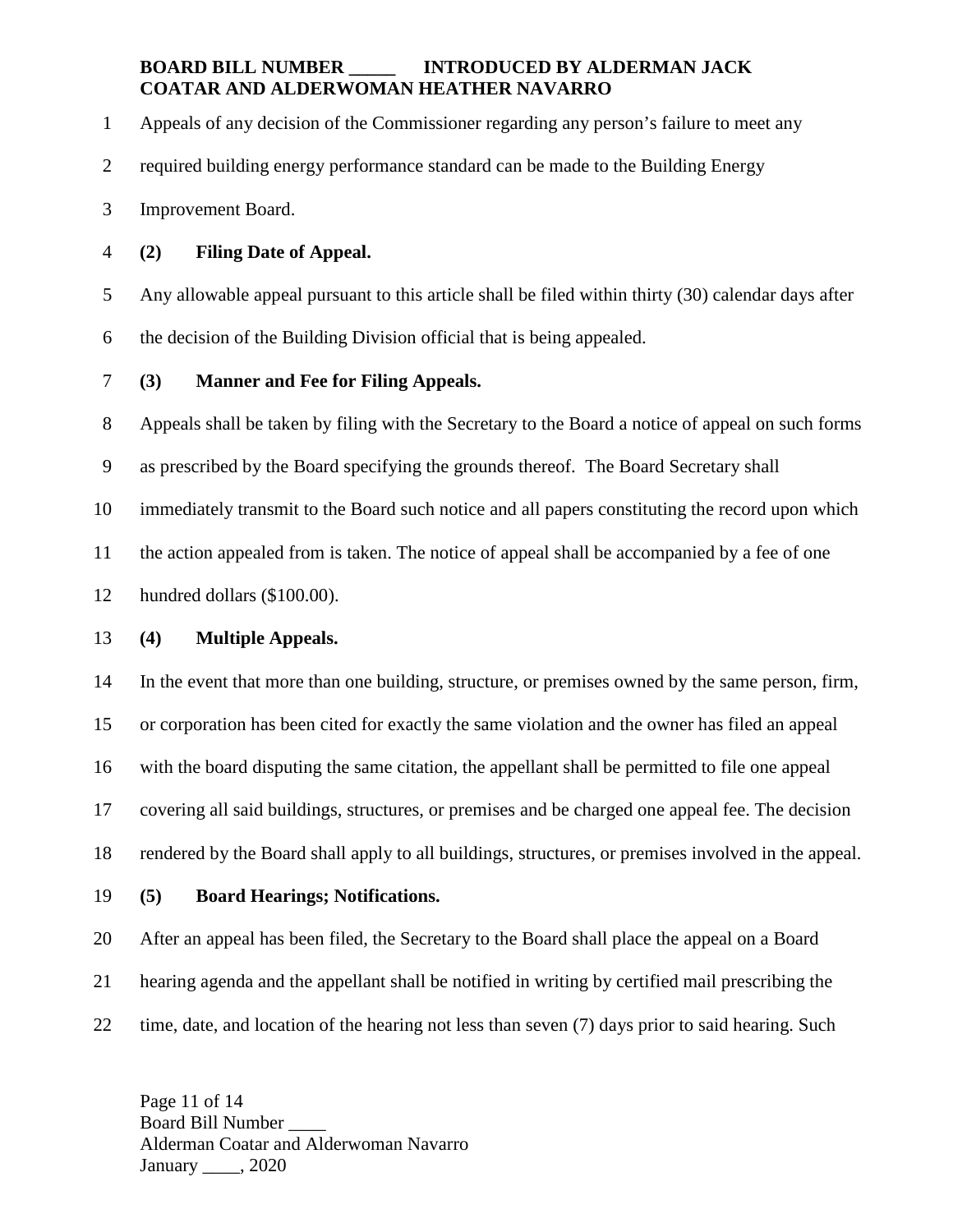Appeals of any decision of the Commissioner regarding any person's failure to meet any required building energy performance standard can be made to the Building Energy Improvement Board.

**(2) Filing Date of Appeal.**

Any allowable appeal pursuant to this article shall be filed within thirty (30) calendar days after the decision of the Building Division official that is being appealed.

**(3) Manner and Fee for Filing Appeals.**

Appeals shall be taken by filing with the Secretary to the Board a notice of appeal on such forms as prescribed by the Board specifying the grounds thereof. The Board Secretary shall immediately transmit to the Board such notice and all papers constituting the record upon which the action appealed from is taken. The notice of appeal shall be accompanied by a fee of one hundred dollars ($100.00).

**(4) Multiple Appeals.**

In the event that more than one building, structure, or premises owned by the same person, firm, or corporation has been cited for exactly the same violation and the owner has filed an appeal with the board disputing the same citation, the appellant shall be permitted to file one appeal covering all said buildings, structures, or premises and be charged one appeal fee. The decision rendered by the Board shall apply to all buildings, structures, or premises involved in the appeal.

**(5) Board Hearings; Notifications.**

After an appeal has been filed, the Secretary to the Board shall place the appeal on a Board hearing agenda and the appellant shall be notified in writing by certified mail prescribing the time, date, and location of the hearing not less than seven (7) days prior to said hearing. Such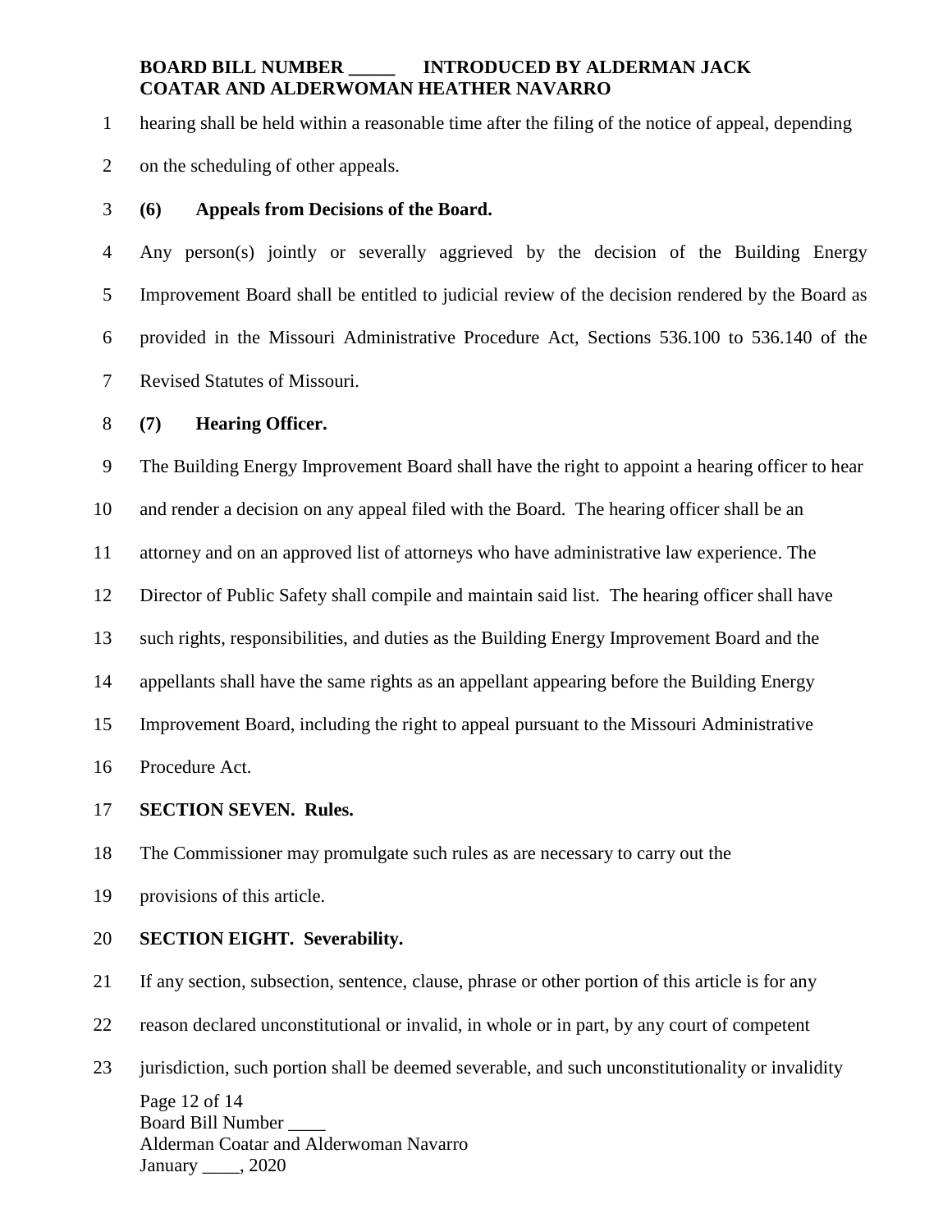hearing shall be held within a reasonable time after the filing of the notice of appeal, depending on the scheduling of other appeals.

**(6) Appeals from Decisions of the Board.**

Any person(s) jointly or severally aggrieved by the decision of the Building Energy Improvement Board shall be entitled to judicial review of the decision rendered by the Board as provided in the Missouri Administrative Procedure Act, Sections 536.100 to 536.140 of the Revised Statutes of Missouri.

**(7) Hearing Officer.**

The Building Energy Improvement Board shall have the right to appoint a hearing officer to hear and render a decision on any appeal filed with the Board. The hearing officer shall be an attorney and on an approved list of attorneys who have administrative law experience. The Director of Public Safety shall compile and maintain said list. The hearing officer shall have such rights, responsibilities, and duties as the Building Energy Improvement Board and the appellants shall have the same rights as an appellant appearing before the Building Energy Improvement Board, including the right to appeal pursuant to the Missouri Administrative Procedure Act.

**SECTION SEVEN. Rules.**

The Commissioner may promulgate such rules as are necessary to carry out the provisions of this article.

**SECTION EIGHT. Severability.**

If any section, subsection, sentence, clause, phrase or other portion of this article is for any reason declared unconstitutional or invalid, in whole or in part, by any court of competent jurisdiction, such portion shall be deemed severable, and such unconstitutionality or invalidity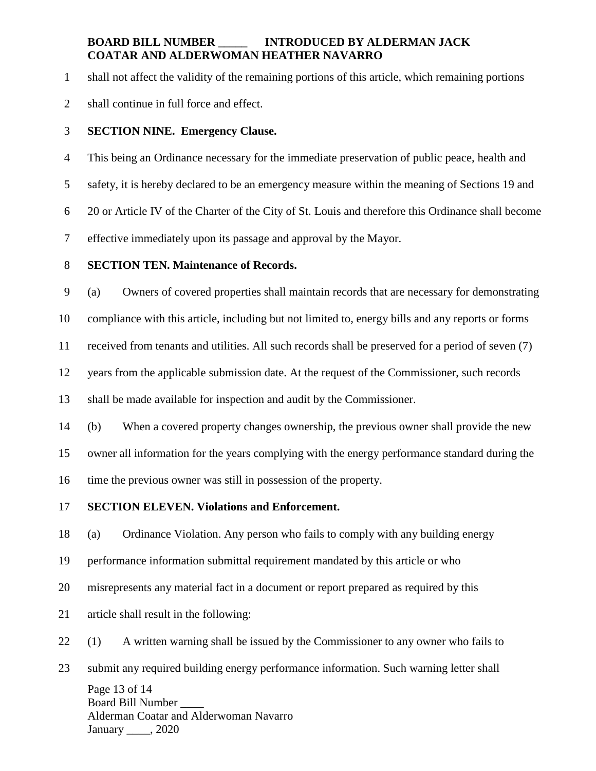shall not affect the validity of the remaining portions of this article, which remaining portions shall continue in full force and effect.

**SECTION NINE. Emergency Clause.**

This being an Ordinance necessary for the immediate preservation of public peace, health and safety, it is hereby declared to be an emergency measure within the meaning of Sections 19 and 20 or Article IV of the Charter of the City of St. Louis and therefore this Ordinance shall become effective immediately upon its passage and approval by the Mayor.

**SECTION TEN. Maintenance of Records.**

(a) Owners of covered properties shall maintain records that are necessary for demonstrating compliance with this article, including but not limited to, energy bills and any reports or forms received from tenants and utilities. All such records shall be preserved for a period of seven (7) years from the applicable submission date. At the request of the Commissioner, such records shall be made available for inspection and audit by the Commissioner.

(b) When a covered property changes ownership, the previous owner shall provide the new owner all information for the years complying with the energy performance standard during the time the previous owner was still in possession of the property.

**SECTION ELEVEN. Violations and Enforcement.**

(a) Ordinance Violation. Any person who fails to comply with any building energy performance information submittal requirement mandated by this article or who misrepresents any material fact in a document or report prepared as required by this article shall result in the following:

(1) A written warning shall be issued by the Commissioner to any owner who fails to submit any required building energy performance information. Such warning letter shall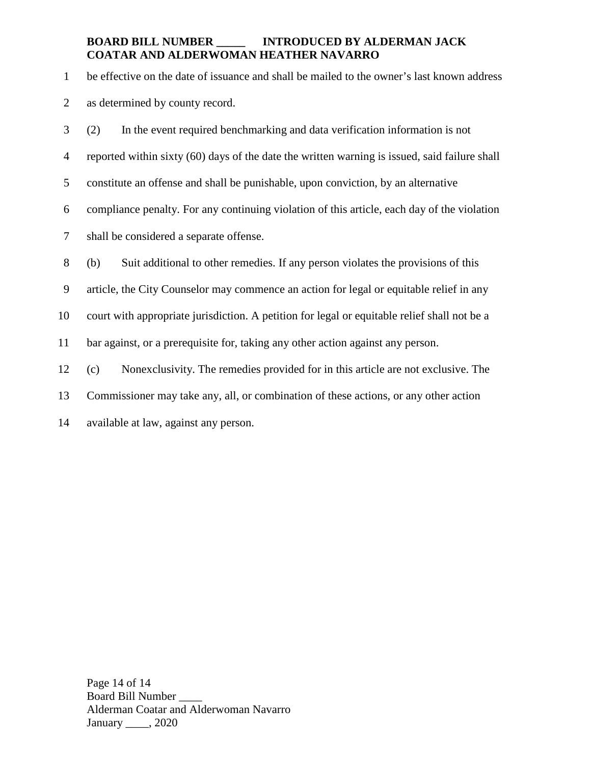be effective on the date of issuance and shall be mailed to the owner's last known address as determined by county record.

(2) In the event required benchmarking and data verification information is not reported within sixty (60) days of the date the written warning is issued, said failure shall constitute an offense and shall be punishable, upon conviction, by an alternative compliance penalty. For any continuing violation of this article, each day of the violation shall be considered a separate offense.

(b) Suit additional to other remedies. If any person violates the provisions of this article, the City Counselor may commence an action for legal or equitable relief in any court with appropriate jurisdiction. A petition for legal or equitable relief shall not be a bar against, or a prerequisite for, taking any other action against any person.

(c) Nonexclusivity. The remedies provided for in this article are not exclusive. The Commissioner may take any, all, or combination of these actions, or any other action available at law, against any person.